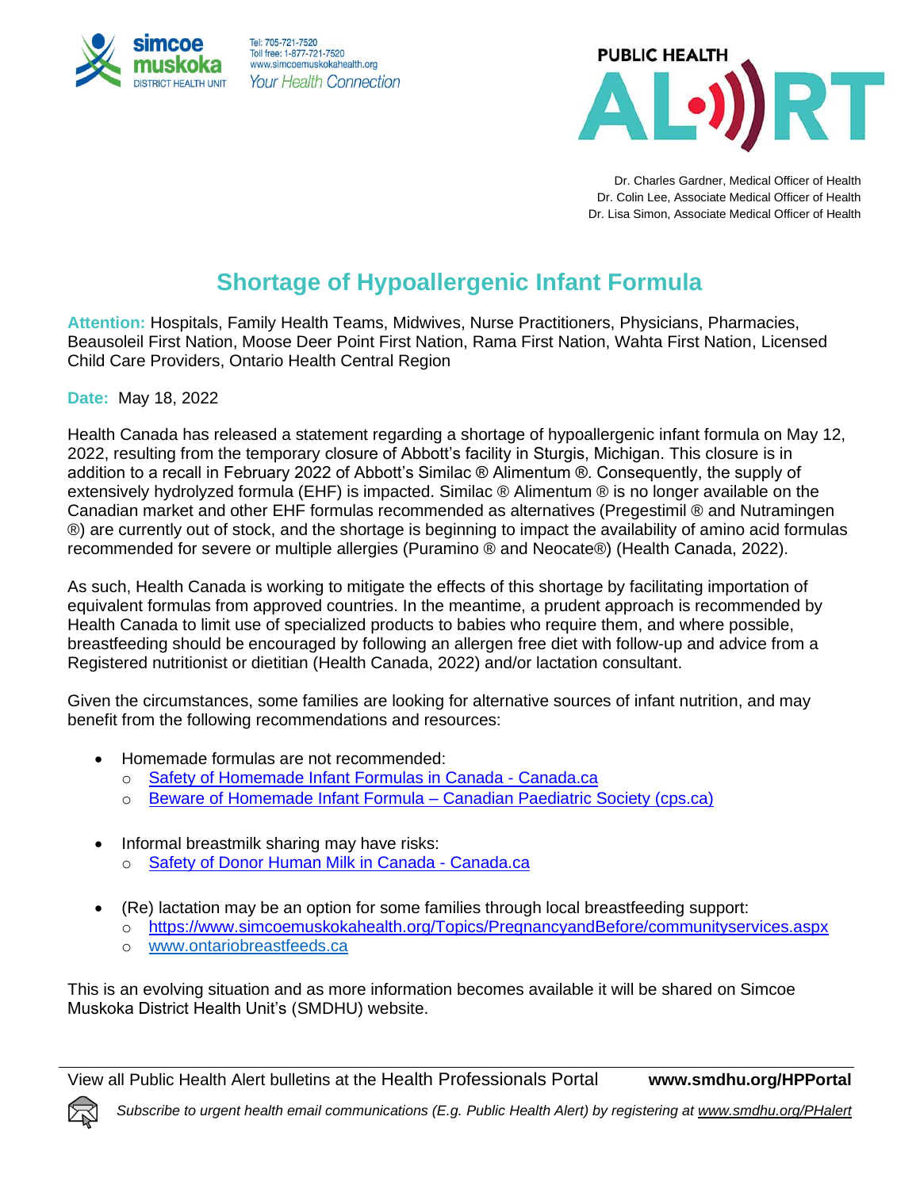simcoe muskoka DISTRICT HEALTH UNIT

Tel: 705-721-7520
Toll free: 1-877-721-7520
www.simcoemuskokahealth.org
*Your Health Connection*

PUBLIC HEALTH ALERT

Dr. Charles Gardner, Medical Officer of Health
Dr. Colin Lee, Associate Medical Officer of Health
Dr. Lisa Simon, Associate Medical Officer of Health

# Shortage of Hypoallergenic Infant Formula

**Attention:** Hospitals, Family Health Teams, Midwives, Nurse Practitioners, Physicians, Pharmacies, Beausoleil First Nation, Moose Deer Point First Nation, Rama First Nation, Wahta First Nation, Licensed Child Care Providers, Ontario Health Central Region

**Date:** May 18, 2022

Health Canada has released a statement regarding a shortage of hypoallergenic infant formula on May 12, 2022, resulting from the temporary closure of Abbott's facility in Sturgis, Michigan. This closure is in addition to a recall in February 2022 of Abbott's Similac ® Alimentum ®. Consequently, the supply of extensively hydrolyzed formula (EHF) is impacted. Similac ® Alimentum ® is no longer available on the Canadian market and other EHF formulas recommended as alternatives (Pregestimil ® and Nutramingen ®) are currently out of stock, and the shortage is beginning to impact the availability of amino acid formulas recommended for severe or multiple allergies (Puramino ® and Neocate®) (Health Canada, 2022).

As such, Health Canada is working to mitigate the effects of this shortage by facilitating importation of equivalent formulas from approved countries. In the meantime, a prudent approach is recommended by Health Canada to limit use of specialized products to babies who require them, and where possible, breastfeeding should be encouraged by following an allergen free diet with follow-up and advice from a Registered nutritionist or dietitian (Health Canada, 2022) and/or lactation consultant.

Given the circumstances, some families are looking for alternative sources of infant nutrition, and may benefit from the following recommendations and resources:

- Homemade formulas are not recommended:
  - Safety of Homemade Infant Formulas in Canada - Canada.ca
  - Beware of Homemade Infant Formula – Canadian Paediatric Society (cps.ca)
- Informal breastmilk sharing may have risks:
  - Safety of Donor Human Milk in Canada - Canada.ca
- (Re) lactation may be an option for some families through local breastfeeding support:
  - https://www.simcoemuskokahealth.org/Topics/PregnancyandBefore/communityservices.aspx
  - www.ontariobreastfeeds.ca

This is an evolving situation and as more information becomes available it will be shared on Simcoe Muskoka District Health Unit's (SMDHU) website.

View all Public Health Alert bulletins at the Health Professionals Portal **www.smdhu.org/HPPortal**

*Subscribe to urgent health email communications (E.g. Public Health Alert) by registering at www.smdhu.org/PHalert*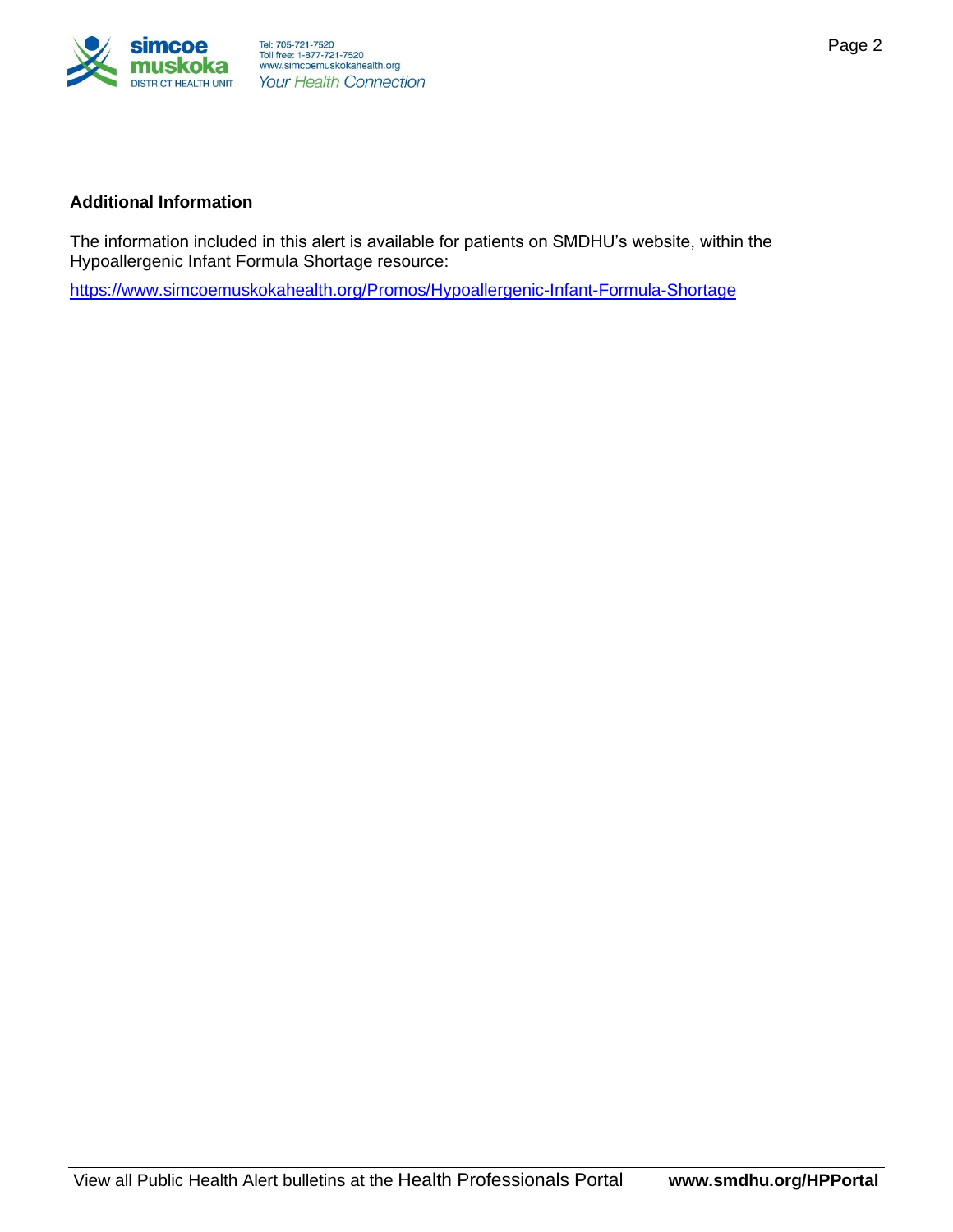**Additional Information**

The information included in this alert is available for patients on SMDHU's website, within the Hypoallergenic Infant Formula Shortage resource:

https://www.simcoemuskokahealth.org/Promos/Hypoallergenic-Infant-Formula-Shortage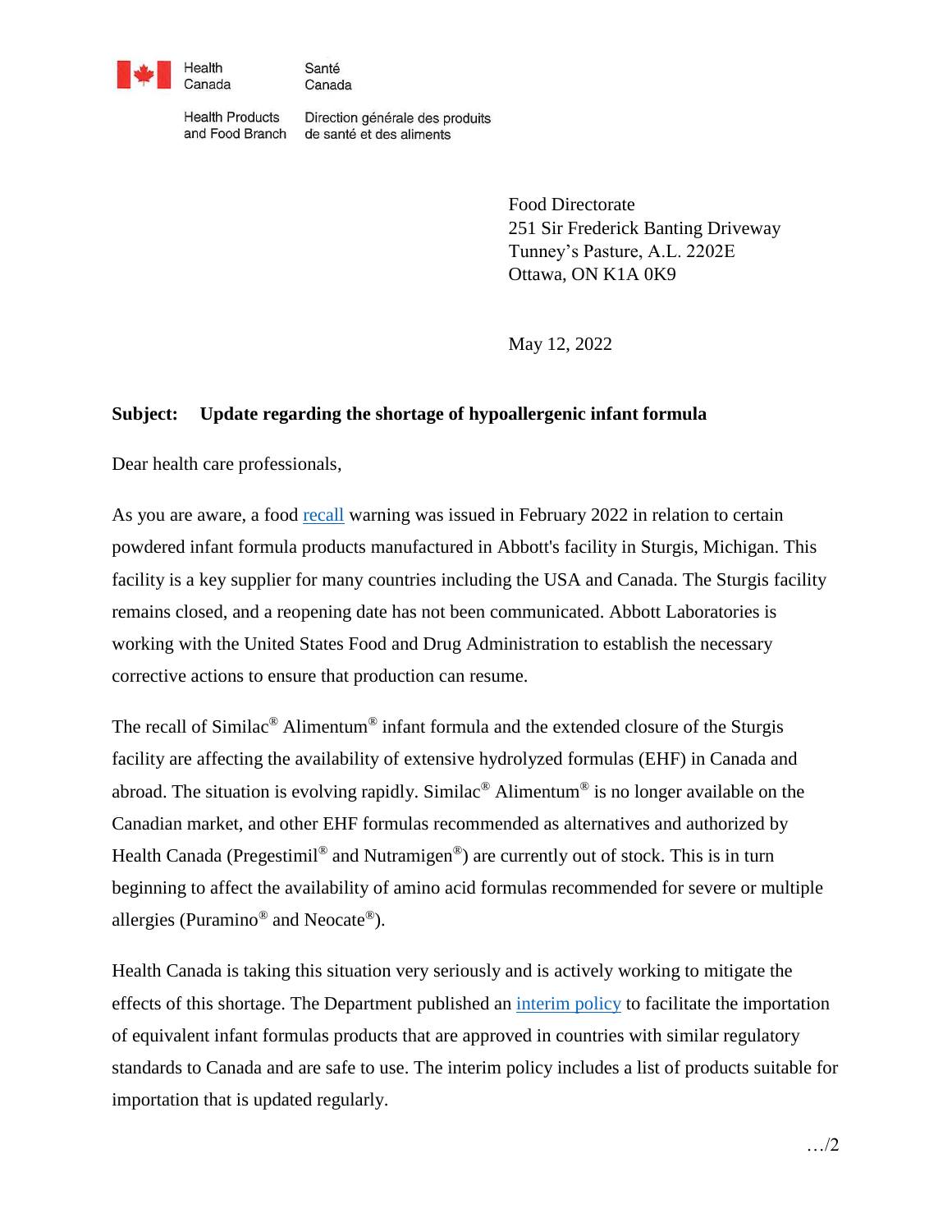Health Canada | Santé Canada

Health Products and Food Branch | Direction générale des produits de santé et des aliments

Food Directorate
251 Sir Frederick Banting Driveway
Tunney's Pasture, A.L. 2202E
Ottawa, ON K1A 0K9

May 12, 2022

**Subject: Update regarding the shortage of hypoallergenic infant formula**

Dear health care professionals,

As you are aware, a food recall warning was issued in February 2022 in relation to certain powdered infant formula products manufactured in Abbott's facility in Sturgis, Michigan. This facility is a key supplier for many countries including the USA and Canada. The Sturgis facility remains closed, and a reopening date has not been communicated. Abbott Laboratories is working with the United States Food and Drug Administration to establish the necessary corrective actions to ensure that production can resume.

The recall of Similac® Alimentum® infant formula and the extended closure of the Sturgis facility are affecting the availability of extensive hydrolyzed formulas (EHF) in Canada and abroad. The situation is evolving rapidly. Similac® Alimentum® is no longer available on the Canadian market, and other EHF formulas recommended as alternatives and authorized by Health Canada (Pregestimil® and Nutramigen®) are currently out of stock. This is in turn beginning to affect the availability of amino acid formulas recommended for severe or multiple allergies (Puramino® and Neocate®).

Health Canada is taking this situation very seriously and is actively working to mitigate the effects of this shortage. The Department published an interim policy to facilitate the importation of equivalent infant formulas products that are approved in countries with similar regulatory standards to Canada and are safe to use. The interim policy includes a list of products suitable for importation that is updated regularly.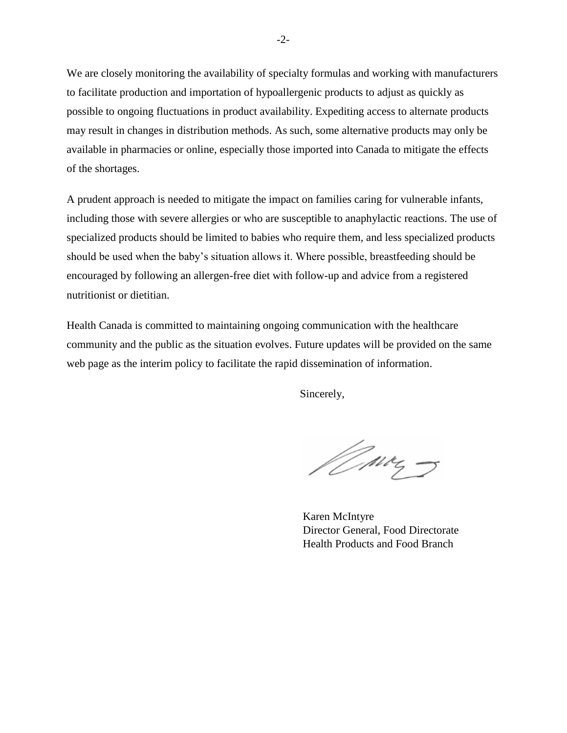We are closely monitoring the availability of specialty formulas and working with manufacturers to facilitate production and importation of hypoallergenic products to adjust as quickly as possible to ongoing fluctuations in product availability. Expediting access to alternate products may result in changes in distribution methods. As such, some alternative products may only be available in pharmacies or online, especially those imported into Canada to mitigate the effects of the shortages.

A prudent approach is needed to mitigate the impact on families caring for vulnerable infants, including those with severe allergies or who are susceptible to anaphylactic reactions. The use of specialized products should be limited to babies who require them, and less specialized products should be used when the baby's situation allows it. Where possible, breastfeeding should be encouraged by following an allergen-free diet with follow-up and advice from a registered nutritionist or dietitian.

Health Canada is committed to maintaining ongoing communication with the healthcare community and the public as the situation evolves. Future updates will be provided on the same web page as the interim policy to facilitate the rapid dissemination of information.

Sincerely,

Karen McIntyre
Director General, Food Directorate
Health Products and Food Branch